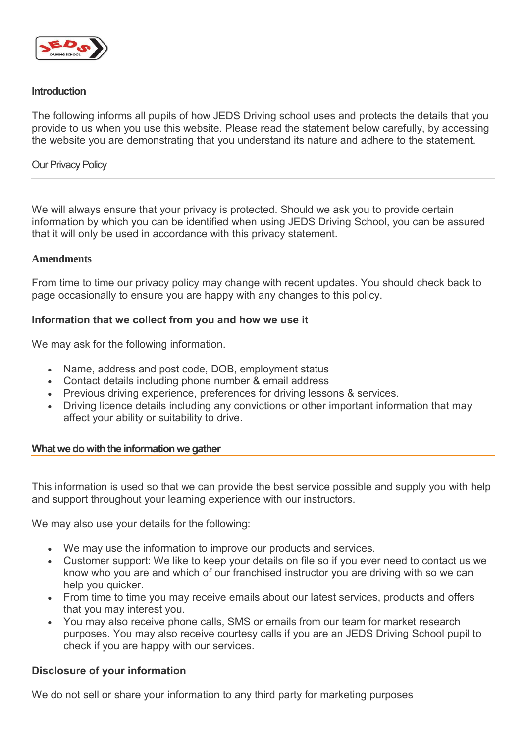## Introduction

The following informs all pupils of how JEDS Driving school uses and protects the details that you provide to us when you use this website. Please read the statement below carefully, by accessing the website you are demonstrating that you understand its nature and adhere to the statement.

## Our Privacy Policy

We will always ensure that your privacy is protected. Should we ask you to provide certain information by which you can be identified when using JEDS Driving School, you can be assured that it will only be used in accordance with this privacy statement.

### Amendments

From time to time our privacy policy may change with recent updates. You should check back to page occasionally to ensure you are happy with any changes to this policy.

### Information that we collect from you and how we use it

We may ask for the following information.

- Name, address and post code, DOB, employment status
- Contact details including phone number & email address
- Previous driving experience, preferences for driving lessons & services.
- Driving licence details including any convictions or other important information that may affect your ability or suitability to drive.

### What we do with the information we gather

This information is used so that we can provide the best service possible and supply you with help and support throughout your learning experience with our instructors.

We may also use your details for the following:

- We may use the information to improve our products and services.
- Customer support: We like to keep your details on file so if you ever need to contact us we know who you are and which of our franchised instructor you are driving with so we can help you quicker.
- From time to time you may receive emails about our latest services, products and offers that you may interest you.
- You may also receive phone calls, SMS or emails from our team for market research purposes. You may also receive courtesy calls if you are an JEDS Driving School pupil to check if you are happy with our services.

### Disclosure of your information

We do not sell or share your information to any third party for marketing purposes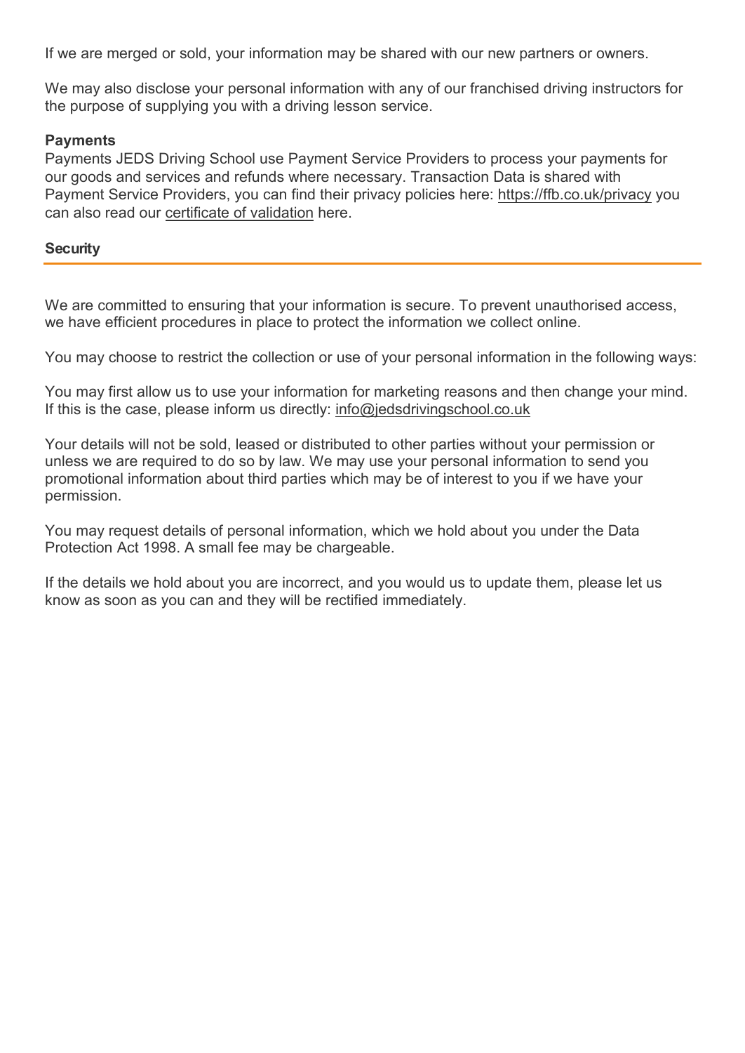If we are merged or sold, your information may be shared with our new partners or owners.

We may also disclose your personal information with any of our franchised driving instructors for the purpose of supplying you with a driving lesson service.

**Payments**
Payments JEDS Driving School use Payment Service Providers to process your payments for our goods and services and refunds where necessary. Transaction Data is shared with Payment Service Providers, you can find their privacy policies here: https://ffb.co.uk/privacy you can also read our certificate of validation here.

**Security**

We are committed to ensuring that your information is secure. To prevent unauthorised access, we have efficient procedures in place to protect the information we collect online.

You may choose to restrict the collection or use of your personal information in the following ways:

You may first allow us to use your information for marketing reasons and then change your mind. If this is the case, please inform us directly: info@jedsdrivingschool.co.uk

Your details will not be sold, leased or distributed to other parties without your permission or unless we are required to do so by law. We may use your personal information to send you promotional information about third parties which may be of interest to you if we have your permission.

You may request details of personal information, which we hold about you under the Data Protection Act 1998. A small fee may be chargeable.

If the details we hold about you are incorrect, and you would us to update them, please let us know as soon as you can and they will be rectified immediately.